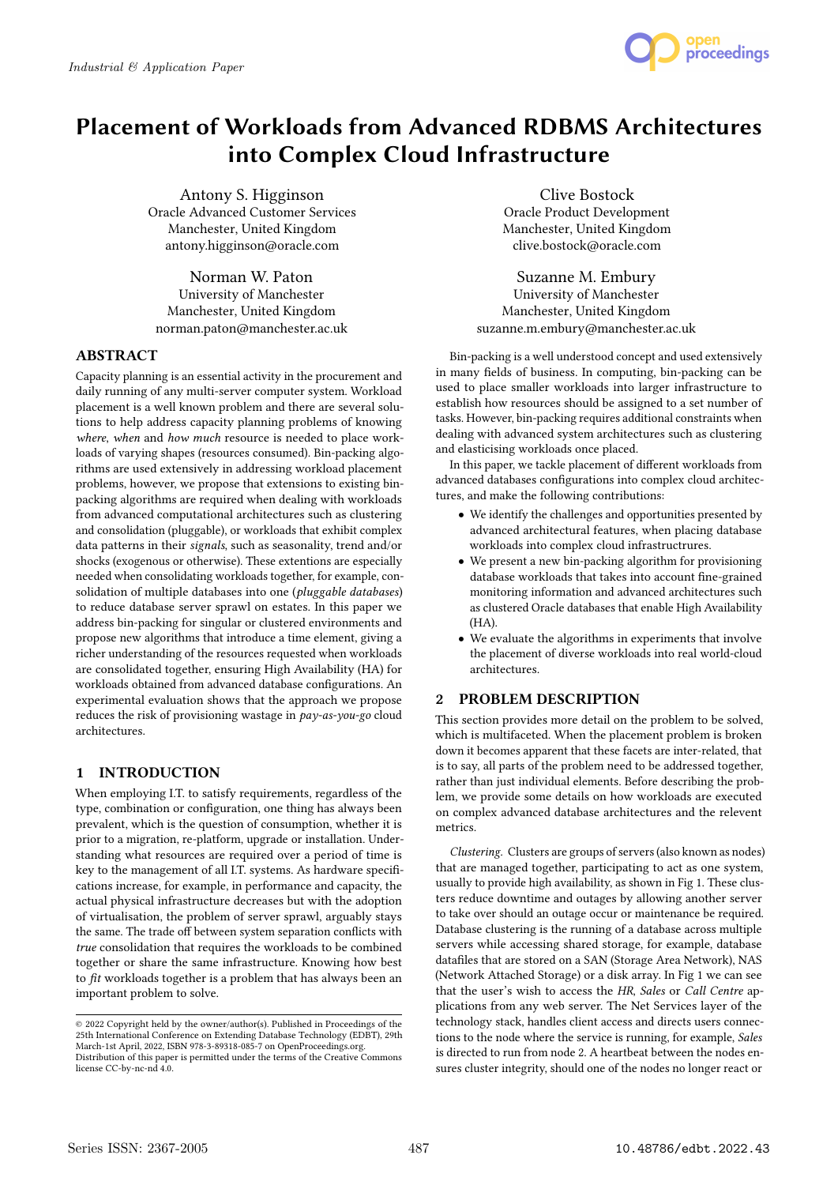# Placement of Workloads from Advanced RDBMS Architectures into Complex Cloud Infrastructure

Antony S. Higginson
Oracle Advanced Customer Services
Manchester, United Kingdom
antony.higginson@oracle.com

Clive Bostock
Oracle Product Development
Manchester, United Kingdom
clive.bostock@oracle.com

Norman W. Paton
University of Manchester
Manchester, United Kingdom
norman.paton@manchester.ac.uk

Suzanne M. Embury
University of Manchester
Manchester, United Kingdom
suzanne.m.embury@manchester.ac.uk

## ABSTRACT

Capacity planning is an essential activity in the procurement and daily running of any multi-server computer system. Workload placement is a well known problem and there are several solutions to help address capacity planning problems of knowing *where*, *when* and *how much* resource is needed to place workloads of varying shapes (resources consumed). Bin-packing algorithms are used extensively in addressing workload placement problems, however, we propose that extensions to existing bin-packing algorithms are required when dealing with workloads from advanced computational architectures such as clustering and consolidation (pluggable), or workloads that exhibit complex data patterns in their *signals*, such as seasonality, trend and/or shocks (exogenous or otherwise). These extentions are especially needed when consolidating workloads together, for example, consolidation of multiple databases into one (*pluggable databases*) to reduce database server sprawl on estates. In this paper we address bin-packing for singular or clustered environments and propose new algorithms that introduce a time element, giving a richer understanding of the resources requested when workloads are consolidated together, ensuring High Availability (HA) for workloads obtained from advanced database configurations. An experimental evaluation shows that the approach we propose reduces the risk of provisioning wastage in *pay-as-you-go* cloud architectures.

## 1 INTRODUCTION

When employing I.T. to satisfy requirements, regardless of the type, combination or configuration, one thing has always been prevalent, which is the question of consumption, whether it is prior to a migration, re-platform, upgrade or installation. Understanding what resources are required over a period of time is key to the management of all I.T. systems. As hardware specifications increase, for example, in performance and capacity, the actual physical infrastructure decreases but with the adoption of virtualisation, the problem of server sprawl, arguably stays the same. The trade off between system separation conflicts with *true* consolidation that requires the workloads to be combined together or share the same infrastructure. Knowing how best to *fit* workloads together is a problem that has always been an important problem to solve.

© 2022 Copyright held by the owner/author(s). Published in Proceedings of the 25th International Conference on Extending Database Technology (EDBT), 29th March-1st April, 2022, ISBN 978-3-89318-085-7 on OpenProceedings.org.
Distribution of this paper is permitted under the terms of the Creative Commons license CC-by-nc-nd 4.0.

Bin-packing is a well understood concept and used extensively in many fields of business. In computing, bin-packing can be used to place smaller workloads into larger infrastructure to establish how resources should be assigned to a set number of tasks. However, bin-packing requires additional constraints when dealing with advanced system architectures such as clustering and elasticising workloads once placed.

In this paper, we tackle placement of different workloads from advanced databases configurations into complex cloud architectures, and make the following contributions:

- We identify the challenges and opportunities presented by advanced architectural features, when placing database workloads into complex cloud infrastructrures.
- We present a new bin-packing algorithm for provisioning database workloads that takes into account fine-grained monitoring information and advanced architectures such as clustered Oracle databases that enable High Availability (HA).
- We evaluate the algorithms in experiments that involve the placement of diverse workloads into real world-cloud architectures.

## 2 PROBLEM DESCRIPTION

This section provides more detail on the problem to be solved, which is multifaceted. When the placement problem is broken down it becomes apparent that these facets are inter-related, that is to say, all parts of the problem need to be addressed together, rather than just individual elements. Before describing the problem, we provide some details on how workloads are executed on complex advanced database architectures and the relevent metrics.

*Clustering.* Clusters are groups of servers (also known as nodes) that are managed together, participating to act as one system, usually to provide high availability, as shown in Fig 1. These clusters reduce downtime and outages by allowing another server to take over should an outage occur or maintenance be required. Database clustering is the running of a database across multiple servers while accessing shared storage, for example, database datafiles that are stored on a SAN (Storage Area Network), NAS (Network Attached Storage) or a disk array. In Fig 1 we can see that the user's wish to access the *HR*, *Sales* or *Call Centre* applications from any web server. The Net Services layer of the technology stack, handles client access and directs users connections to the node where the service is running, for example, *Sales* is directed to run from node 2. A heartbeat between the nodes ensures cluster integrity, should one of the nodes no longer react or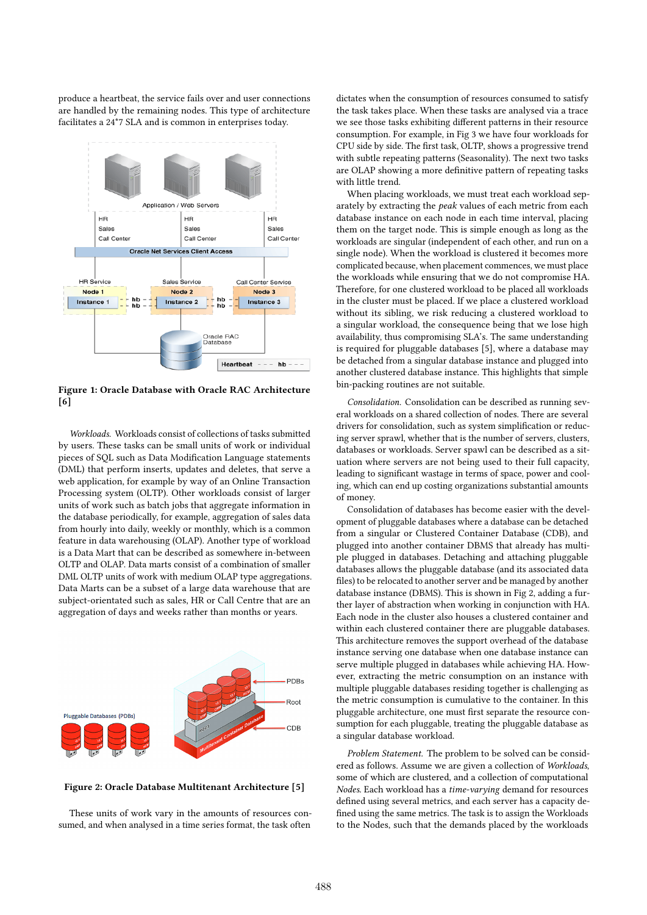produce a heartbeat, the service fails over and user connections are handled by the remaining nodes. This type of architecture facilitates a 24*7 SLA and is common in enterprises today.

Figure 1: Oracle Database with Oracle RAC Architecture [6]

*Workloads.* Workloads consist of collections of tasks submitted by users. These tasks can be small units of work or individual pieces of SQL such as Data Modification Language statements (DML) that perform inserts, updates and deletes, that serve a web application, for example by way of an Online Transaction Processing system (OLTP). Other workloads consist of larger units of work such as batch jobs that aggregate information in the database periodically, for example, aggregation of sales data from hourly into daily, weekly or monthly, which is a common feature in data warehousing (OLAP). Another type of workload is a Data Mart that can be described as somewhere in-between OLTP and OLAP. Data marts consist of a combination of smaller DML OLTP units of work with medium OLAP type aggregations. Data Marts can be a subset of a large data warehouse that are subject-orientated such as sales, HR or Call Centre that are an aggregation of days and weeks rather than months or years.

Figure 2: Oracle Database Multitenant Architecture [5]

These units of work vary in the amounts of resources consumed, and when analysed in a time series format, the task often dictates when the consumption of resources consumed to satisfy the task takes place. When these tasks are analysed via a trace we see those tasks exhibiting different patterns in their resource consumption. For example, in Fig 3 we have four workloads for CPU side by side. The first task, OLTP, shows a progressive trend with subtle repeating patterns (Seasonality). The next two tasks are OLAP showing a more definitive pattern of repeating tasks with little trend.

When placing workloads, we must treat each workload separately by extracting the *peak* values of each metric from each database instance on each node in each time interval, placing them on the target node. This is simple enough as long as the workloads are singular (independent of each other, and run on a single node). When the workload is clustered it becomes more complicated because, when placement commences, we must place the workloads while ensuring that we do not compromise HA. Therefore, for one clustered workload to be placed all workloads in the cluster must be placed. If we place a clustered workload without its sibling, we risk reducing a clustered workload to a singular workload, the consequence being that we lose high availability, thus compromising SLA's. The same understanding is required for pluggable databases [5], where a database may be detached from a singular database instance and plugged into another clustered database instance. This highlights that simple bin-packing routines are not suitable.

*Consolidation.* Consolidation can be described as running several workloads on a shared collection of nodes. There are several drivers for consolidation, such as system simplification or reducing server sprawl, whether that is the number of servers, clusters, databases or workloads. Server spawl can be described as a situation where servers are not being used to their full capacity, leading to significant wastage in terms of space, power and cooling, which can end up costing organizations substantial amounts of money.

Consolidation of databases has become easier with the development of pluggable databases where a database can be detached from a singular or Clustered Container Database (CDB), and plugged into another container DBMS that already has multiple plugged in databases. Detaching and attaching pluggable databases allows the pluggable database (and its associated data files) to be relocated to another server and be managed by another database instance (DBMS). This is shown in Fig 2, adding a further layer of abstraction when working in conjunction with HA. Each node in the cluster also houses a clustered container and within each clustered container there are pluggable databases. This architecture removes the support overhead of the database instance serving one database when one database instance can serve multiple plugged in databases while achieving HA. However, extracting the metric consumption on an instance with multiple pluggable databases residing together is challenging as the metric consumption is cumulative to the container. In this pluggable architecture, one must first separate the resource consumption for each pluggable, treating the pluggable database as a singular database workload.

*Problem Statement.* The problem to be solved can be considered as follows. Assume we are given a collection of *Workloads*, some of which are clustered, and a collection of computational *Nodes*. Each workload has a *time-varying* demand for resources defined using several metrics, and each server has a capacity defined using the same metrics. The task is to assign the Workloads to the Nodes, such that the demands placed by the workloads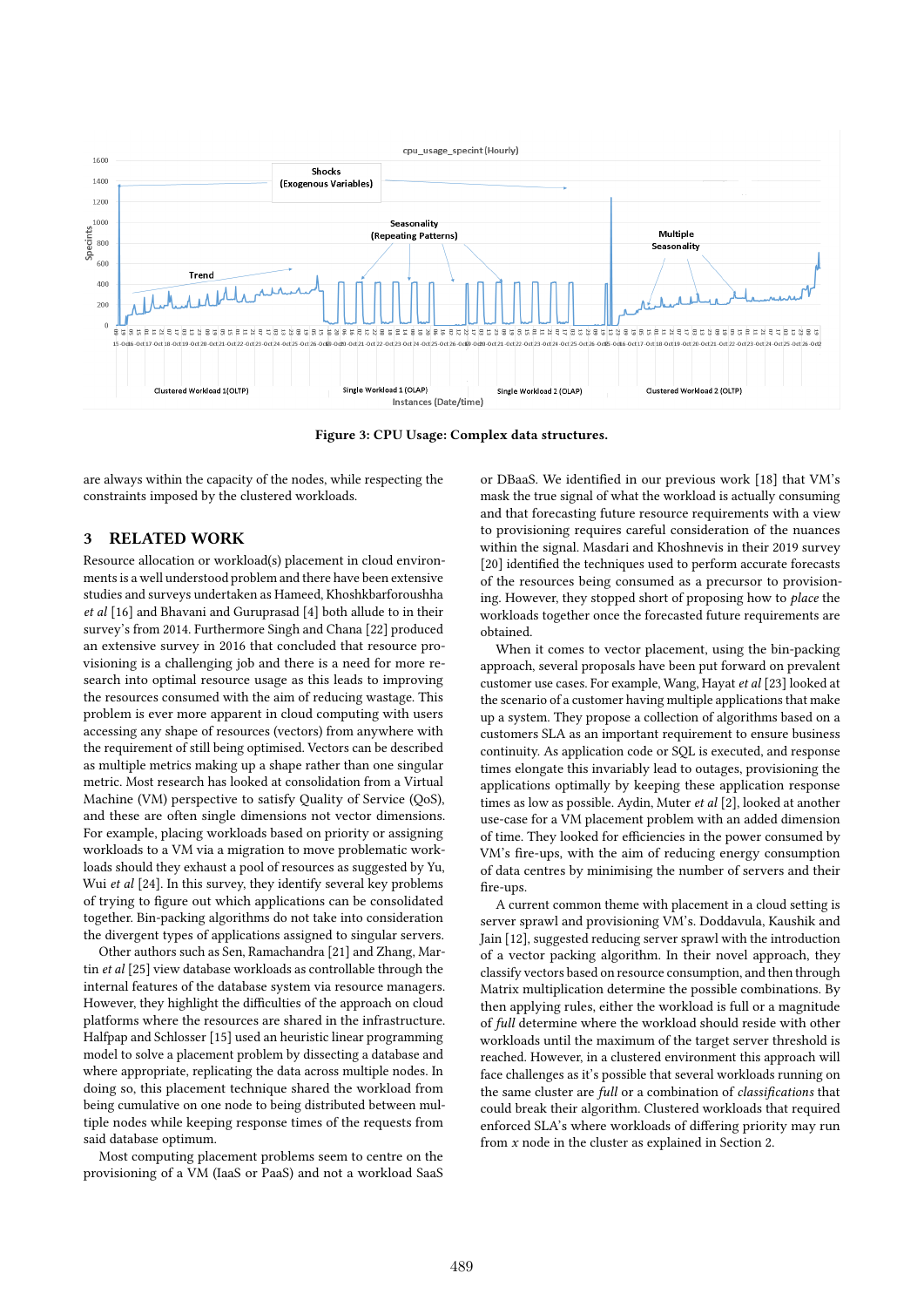Figure 3: CPU Usage: Complex data structures.

are always within the capacity of the nodes, while respecting the constraints imposed by the clustered workloads.

## 3 RELATED WORK

Resource allocation or workload(s) placement in cloud environments is a well understood problem and there have been extensive studies and surveys undertaken as Hameed, Khoshkbarforoushha *et al* [16] and Bhavani and Guruprasad [4] both allude to in their survey's from 2014. Furthermore Singh and Chana [22] produced an extensive survey in 2016 that concluded that resource provisioning is a challenging job and there is a need for more research into optimal resource usage as this leads to improving the resources consumed with the aim of reducing wastage. This problem is ever more apparent in cloud computing with users accessing any shape of resources (vectors) from anywhere with the requirement of still being optimised. Vectors can be described as multiple metrics making up a shape rather than one singular metric. Most research has looked at consolidation from a Virtual Machine (VM) perspective to satisfy Quality of Service (QoS), and these are often single dimensions not vector dimensions. For example, placing workloads based on priority or assigning workloads to a VM via a migration to move problematic workloads should they exhaust a pool of resources as suggested by Yu, Wui *et al* [24]. In this survey, they identify several key problems of trying to figure out which applications can be consolidated together. Bin-packing algorithms do not take into consideration the divergent types of applications assigned to singular servers.

Other authors such as Sen, Ramachandra [21] and Zhang, Martin *et al* [25] view database workloads as controllable through the internal features of the database system via resource managers. However, they highlight the difficulties of the approach on cloud platforms where the resources are shared in the infrastructure. Halfpap and Schlosser [15] used an heuristic linear programming model to solve a placement problem by dissecting a database and where appropriate, replicating the data across multiple nodes. In doing so, this placement technique shared the workload from being cumulative on one node to being distributed between multiple nodes while keeping response times of the requests from said database optimum.

Most computing placement problems seem to centre on the provisioning of a VM (IaaS or PaaS) and not a workload SaaS or DBaaS. We identified in our previous work [18] that VM's mask the true signal of what the workload is actually consuming and that forecasting future resource requirements with a view to provisioning requires careful consideration of the nuances within the signal. Masdari and Khoshnevis in their 2019 survey [20] identified the techniques used to perform accurate forecasts of the resources being consumed as a precursor to provisioning. However, they stopped short of proposing how to *place* the workloads together once the forecasted future requirements are obtained.

When it comes to vector placement, using the bin-packing approach, several proposals have been put forward on prevalent customer use cases. For example, Wang, Hayat *et al* [23] looked at the scenario of a customer having multiple applications that make up a system. They propose a collection of algorithms based on a customers SLA as an important requirement to ensure business continuity. As application code or SQL is executed, and response times elongate this invariably lead to outages, provisioning the applications optimally by keeping these application response times as low as possible. Aydin, Muter *et al* [2], looked at another use-case for a VM placement problem with an added dimension of time. They looked for efficiencies in the power consumed by VM's fire-ups, with the aim of reducing energy consumption of data centres by minimising the number of servers and their fire-ups.

A current common theme with placement in a cloud setting is server sprawl and provisioning VM's. Doddavula, Kaushik and Jain [12], suggested reducing server sprawl with the introduction of a vector packing algorithm. In their novel approach, they classify vectors based on resource consumption, and then through Matrix multiplication determine the possible combinations. By then applying rules, either the workload is full or a magnitude of *full* determine where the workload should reside with other workloads until the maximum of the target server threshold is reached. However, in a clustered environment this approach will face challenges as it's possible that several workloads running on the same cluster are *full* or a combination of *classifications* that could break their algorithm. Clustered workloads that required enforced SLA's where workloads of differing priority may run from *x* node in the cluster as explained in Section 2.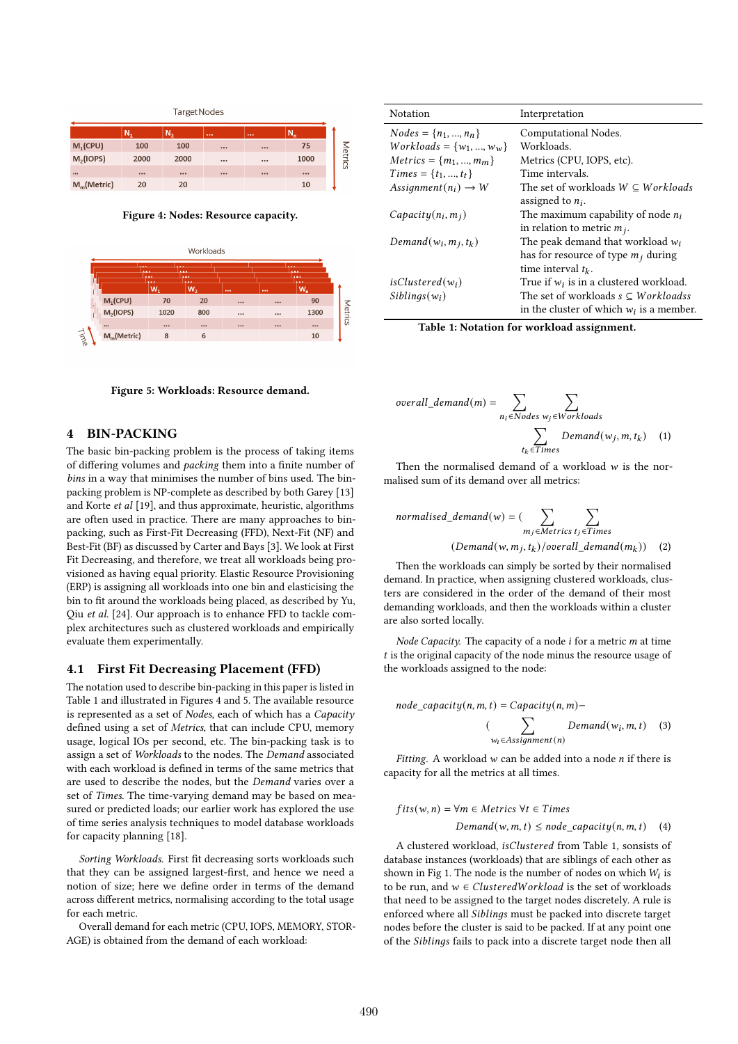Target Nodes

| | $N_1$ | $N_2$ | ... | ... | $N_n$ |
|---|---|---|---|---|---|
| $M_1$(CPU) | 100 | 100 | ... | ... | 75 |
| $M_2$(IOPS) | 2000 | 2000 | ... | ... | 1000 |
| ... | ... | ... | ... | ... | ... |
| $M_m$(Metric) | 20 | 20 | | | 10 |

**Figure 4: Nodes: Resource capacity.**

Workloads

| | $W_1$ | $W_2$ | ... | ... | $W_n$ |
|---|---|---|---|---|---|
| $M_1$(CPU) | 70 | 20 | ... | ... | 90 |
| $M_2$(IOPS) | 1020 | 800 | ... | ... | 1300 |
| ... | ... | ... | ... | ... | ... |
| $M_m$(Metric) | 8 | 6 | | | 10 |

**Figure 5: Workloads: Resource demand.**

## 4 BIN-PACKING

The basic bin-packing problem is the process of taking items of differing volumes and *packing* them into a finite number of *bins* in a way that minimises the number of bins used. The bin-packing problem is NP-complete as described by both Garey [13] and Korte *et al* [19], and thus approximate, heuristic, algorithms are often used in practice. There are many approaches to bin-packing, such as First-Fit Decreasing (FFD), Next-Fit (NF) and Best-Fit (BF) as discussed by Carter and Bays [3]. We look at First Fit Decreasing, and therefore, we treat all workloads being provisioned as having equal priority. Elastic Resource Provisioning (ERP) is assigning all workloads into one bin and elasticising the bin to fit around the workloads being placed, as described by Yu, Qiu *et al.* [24]. Our approach is to enhance FFD to tackle complex architectures such as clustered workloads and empirically evaluate them experimentally.

### 4.1 First Fit Decreasing Placement (FFD)

The notation used to describe bin-packing in this paper is listed in Table 1 and illustrated in Figures 4 and 5. The available resource is represented as a set of *Nodes*, each of which has a *Capacity* defined using a set of *Metrics*, that can include CPU, memory usage, logical IOs per second, etc. The bin-packing task is to assign a set of *Workloads* to the nodes. The *Demand* associated with each workload is defined in terms of the same metrics that are used to describe the nodes, but the *Demand* varies over a set of *Times*. The time-varying demand may be based on measured or predicted loads; our earlier work has explored the use of time series analysis techniques to model database workloads for capacity planning [18].

*Sorting Workloads.* First fit decreasing sorts workloads such that they can be assigned largest-first, and hence we need a notion of size; here we define order in terms of the demand across different metrics, normalising according to the total usage for each metric.

Overall demand for each metric (CPU, IOPS, MEMORY, STORAGE) is obtained from the demand of each workload:

| Notation | Interpretation |
|---|---|
| $Nodes = \{n_1, ..., n_n\}$ | Computational Nodes. |
| $Workloads = \{w_1, ..., w_w\}$ | Workloads. |
| $Metrics = \{m_1, ..., m_m\}$ | Metrics (CPU, IOPS, etc). |
| $Times = \{t_1, ..., t_t\}$ | Time intervals. |
| $Assignment(n_i) \rightarrow W$ | The set of workloads $W \subseteq Workloads$ assigned to $n_i$. |
| $Capacity(n_i, m_j)$ | The maximum capability of node $n_i$ in relation to metric $m_j$. |
| $Demand(w_i, m_j, t_k)$ | The peak demand that workload $w_i$ has for resource of type $m_j$ during time interval $t_k$. |
| $isClustered(w_i)$ | True if $w_i$ is in a clustered workload. |
| $Siblings(w_i)$ | The set of workloads $s \subseteq Workloadss$ in the cluster of which $w_i$ is a member. |

**Table 1: Notation for workload assignment.**

$$overall\_demand(m) = \sum_{n_i \in Nodes} \sum_{w_j \in Workloads} \sum_{t_k \in Times} Demand(w_j, m, t_k) \quad (1)$$

Then the normalised demand of a workload $w$ is the normalised sum of its demand over all metrics:

$$normalised\_demand(w) = ( \sum_{m_j \in Metrics} \sum_{t_j \in Times} (Demand(w, m_j, t_k) / overall\_demand(m_k)) \quad (2)$$

Then the workloads can simply be sorted by their normalised demand. In practice, when assigning clustered workloads, clusters are considered in the order of the demand of their most demanding workloads, and then the workloads within a cluster are also sorted locally.

*Node Capacity.* The capacity of a node $i$ for a metric $m$ at time $t$ is the original capacity of the node minus the resource usage of the workloads assigned to the node:

$$node\_capacity(n, m, t) = Capacity(n, m) - ( \sum_{w_i \in Assignment(n)} Demand(w_i, m, t) \quad (3)$$

*Fitting.* A workload $w$ can be added into a node $n$ if there is capacity for all the metrics at all times.

$$fits(w, n) = \forall m \in Metrics \ \forall t \in Times \ Demand(w, m, t) \leq node\_capacity(n, m, t) \quad (4)$$

A clustered workload, *isClustered* from Table 1, consists of database instances (workloads) that are siblings of each other as shown in Fig 1. The node is the number of nodes on which $W_i$ is to be run, and $w \in ClusteredWorkload$ is the set of workloads that need to be assigned to the target nodes discretely. A rule is enforced where all *Siblings* must be packed into discrete target nodes before the cluster is said to be packed. If at any point one of the *Siblings* fails to pack into a discrete target node then all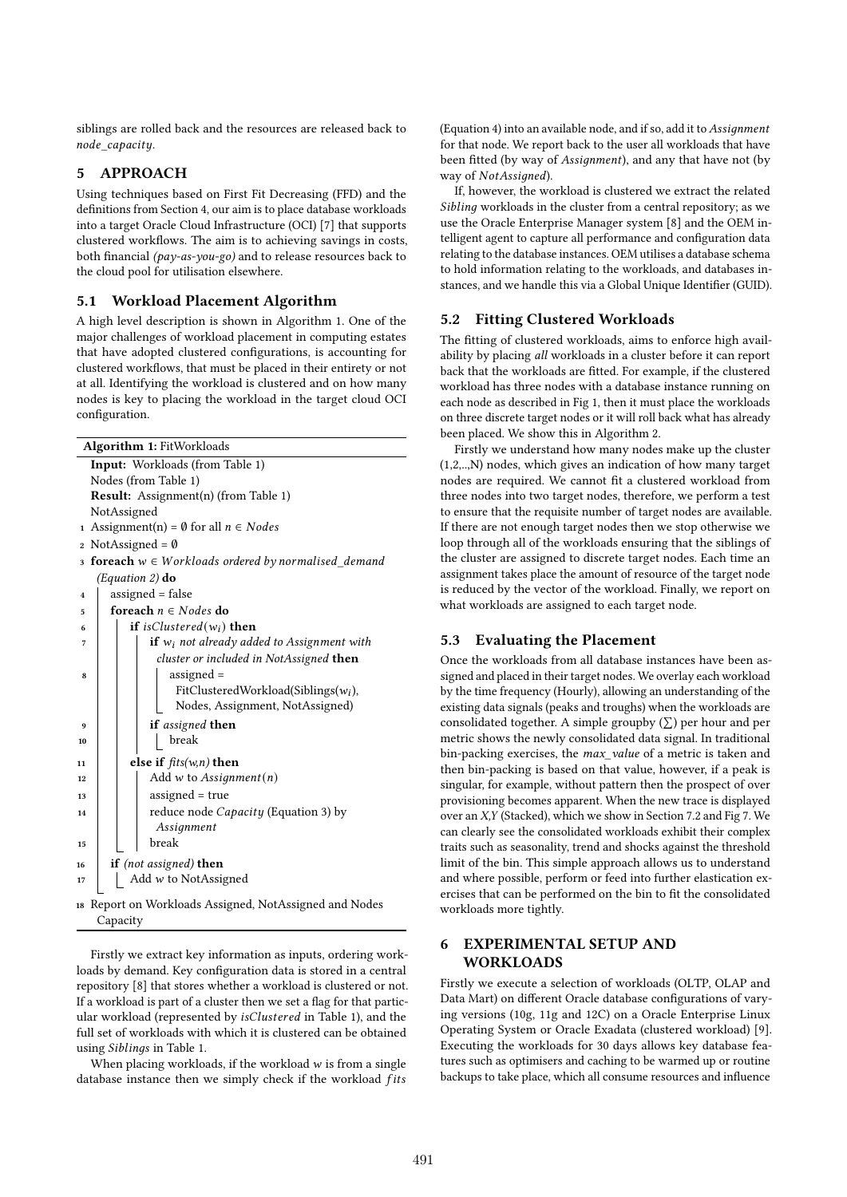siblings are rolled back and the resources are released back to *node_capacity*.

## 5 APPROACH

Using techniques based on First Fit Decreasing (FFD) and the definitions from Section 4, our aim is to place database workloads into a target Oracle Cloud Infrastructure (OCI) [7] that supports clustered workflows. The aim is to achieving savings in costs, both financial *(pay-as-you-go)* and to release resources back to the cloud pool for utilisation elsewhere.

### 5.1 Workload Placement Algorithm

A high level description is shown in Algorithm 1. One of the major challenges of workload placement in computing estates that have adopted clustered configurations, is accounting for clustered workflows, that must be placed in their entirety or not at all. Identifying the workload is clustered and on how many nodes is key to placing the workload in the target cloud OCI configuration.

**Algorithm 1:** FitWorkloads

```
   Input: Workloads (from Table 1)
   Nodes (from Table 1)
   Result: Assignment(n) (from Table 1)
   NotAssigned
 1 Assignment(n) = ∅ for all n ∈ Nodes
 2 NotAssigned = ∅
 3 foreach w ∈ Workloads ordered by normalised_demand
   (Equation 2) do
 4     assigned = false
 5     foreach n ∈ Nodes do
 6         if isClustered(w_i) then
 7             if w_i not already added to Assignment with
               cluster or included in NotAssigned then
 8                 assigned =
                   FitClusteredWorkload(Siblings(w_i),
                   Nodes, Assignment, NotAssigned)
 9             if assigned then
10                 break
11         else if fits(w,n) then
12             Add w to Assignment(n)
13             assigned = true
14             reduce node Capacity (Equation 3) by
               Assignment
15             break
16     if (not assigned) then
17         Add w to NotAssigned
18 Report on Workloads Assigned, NotAssigned and Nodes
   Capacity
```

Firstly we extract key information as inputs, ordering workloads by demand. Key configuration data is stored in a central repository [8] that stores whether a workload is clustered or not. If a workload is part of a cluster then we set a flag for that particular workload (represented by *isClustered* in Table 1), and the full set of workloads with which it is clustered can be obtained using *Siblings* in Table 1.

When placing workloads, if the workload $w$ is from a single database instance then we simply check if the workload $fits$ (Equation 4) into an available node, and if so, add it to *Assignment* for that node. We report back to the user all workloads that have been fitted (by way of *Assignment*), and any that have not (by way of *NotAssigned*).

If, however, the workload is clustered we extract the related *Sibling* workloads in the cluster from a central repository; as we use the Oracle Enterprise Manager system [8] and the OEM intelligent agent to capture all performance and configuration data relating to the database instances. OEM utilises a database schema to hold information relating to the workloads, and databases instances, and we handle this via a Global Unique Identifier (GUID).

### 5.2 Fitting Clustered Workloads

The fitting of clustered workloads, aims to enforce high availability by placing *all* workloads in a cluster before it can report back that the workloads are fitted. For example, if the clustered workload has three nodes with a database instance running on each node as described in Fig 1, then it must place the workloads on three discrete target nodes or it will roll back what has already been placed. We show this in Algorithm 2.

Firstly we understand how many nodes make up the cluster (1,2,..,N) nodes, which gives an indication of how many target nodes are required. We cannot fit a clustered workload from three nodes into two target nodes, therefore, we perform a test to ensure that the requisite number of target nodes are available. If there are not enough target nodes then we stop otherwise we loop through all of the workloads ensuring that the siblings of the cluster are assigned to discrete target nodes. Each time an assignment takes place the amount of resource of the target node is reduced by the vector of the workload. Finally, we report on what workloads are assigned to each target node.

### 5.3 Evaluating the Placement

Once the workloads from all database instances have been assigned and placed in their target nodes. We overlay each workload by the time frequency (Hourly), allowing an understanding of the existing data signals (peaks and troughs) when the workloads are consolidated together. A simple groupby ($\sum$) per hour and per metric shows the newly consolidated data signal. In traditional bin-packing exercises, the *max_value* of a metric is taken and then bin-packing is based on that value, however, if a peak is singular, for example, without pattern then the prospect of over provisioning becomes apparent. When the new trace is displayed over an *X,Y* (Stacked), which we show in Section 7.2 and Fig 7. We can clearly see the consolidated workloads exhibit their complex traits such as seasonality, trend and shocks against the threshold limit of the bin. This simple approach allows us to understand and where possible, perform or feed into further elastication exercises that can be performed on the bin to fit the consolidated workloads more tightly.

## 6 EXPERIMENTAL SETUP AND WORKLOADS

Firstly we execute a selection of workloads (OLTP, OLAP and Data Mart) on different Oracle database configurations of varying versions (10g, 11g and 12C) on a Oracle Enterprise Linux Operating System or Oracle Exadata (clustered workload) [9]. Executing the workloads for 30 days allows key database features such as optimisers and caching to be warmed up or routine backups to take place, which all consume resources and influence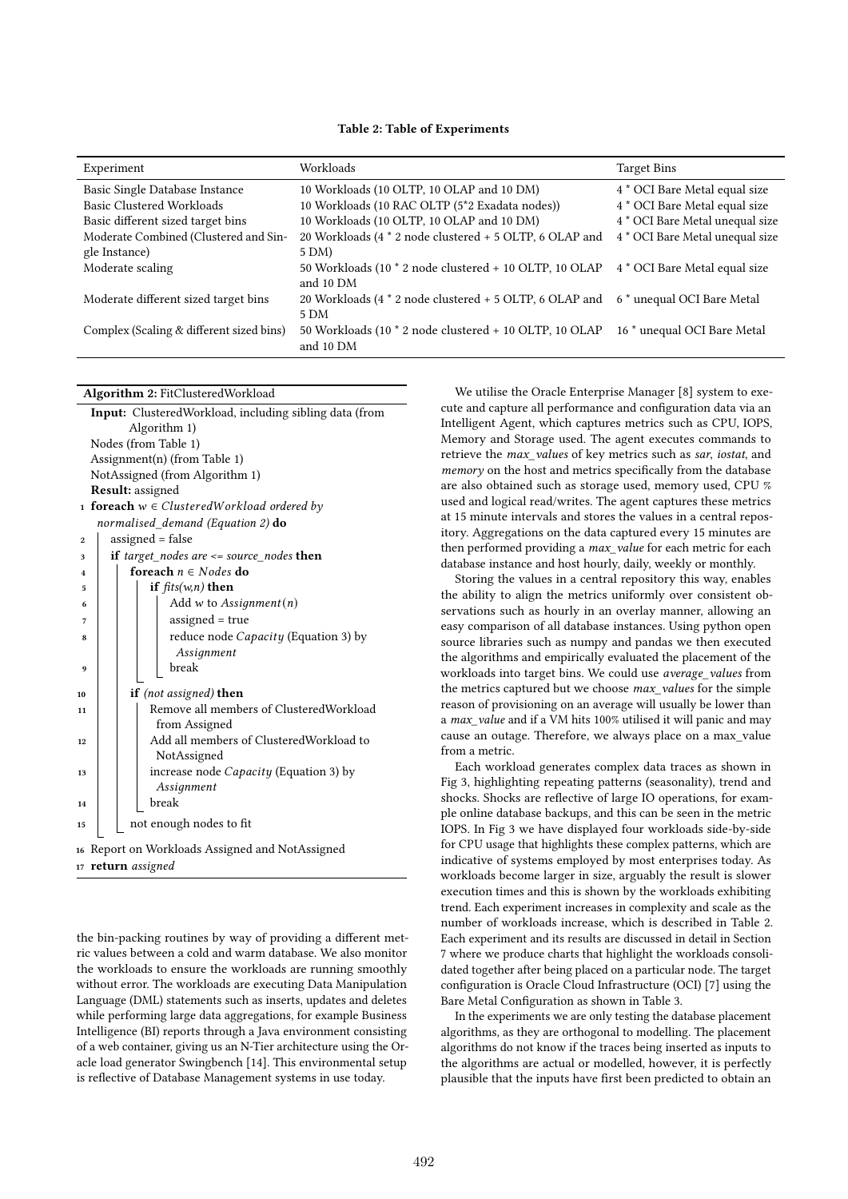**Table 2: Table of Experiments**

| Experiment | Workloads | Target Bins |
|---|---|---|
| Basic Single Database Instance | 10 Workloads (10 OLTP, 10 OLAP and 10 DM) | 4 * OCI Bare Metal equal size |
| Basic Clustered Workloads | 10 Workloads (10 RAC OLTP (5*2 Exadata nodes)) | 4 * OCI Bare Metal equal size |
| Basic different sized target bins | 10 Workloads (10 OLTP, 10 OLAP and 10 DM) | 4 * OCI Bare Metal unequal size |
| Moderate Combined (Clustered and Single Instance) | 20 Workloads (4 * 2 node clustered + 5 OLTP, 6 OLAP and 5 DM) | 4 * OCI Bare Metal unequal size |
| Moderate scaling | 50 Workloads (10 * 2 node clustered + 10 OLTP, 10 OLAP and 10 DM | 4 * OCI Bare Metal equal size |
| Moderate different sized target bins | 20 Workloads (4 * 2 node clustered + 5 OLTP, 6 OLAP and 5 DM | 6 * unequal OCI Bare Metal |
| Complex (Scaling & different sized bins) | 50 Workloads (10 * 2 node clustered + 10 OLTP, 10 OLAP and 10 DM | 16 * unequal OCI Bare Metal |

**Algorithm 2:** FitClusteredWorkload

```
Input: ClusteredWorkload, including sibling data (from
       Algorithm 1)
Nodes (from Table 1)
Assignment(n) (from Table 1)
NotAssigned (from Algorithm 1)
Result: assigned
1  foreach w ∈ ClusteredWorkload ordered by
     normalised_demand (Equation 2) do
2      assigned = false
3      if target_nodes are <= source_nodes then
4          foreach n ∈ Nodes do
5              if fits(w,n) then
6                  Add w to Assignment(n)
7                  assigned = true
8                  reduce node Capacity (Equation 3) by
                     Assignment
9                  break
10         if (not assigned) then
11             Remove all members of ClusteredWorkload
                 from Assigned
12             Add all members of ClusteredWorkload to
                 NotAssigned
13             increase node Capacity (Equation 3) by
                 Assignment
14             break
15     not enough nodes to fit
16 Report on Workloads Assigned and NotAssigned
17 return assigned
```

the bin-packing routines by way of providing a different metric values between a cold and warm database. We also monitor the workloads to ensure the workloads are running smoothly without error. The workloads are executing Data Manipulation Language (DML) statements such as inserts, updates and deletes while performing large data aggregations, for example Business Intelligence (BI) reports through a Java environment consisting of a web container, giving us an N-Tier architecture using the Oracle load generator Swingbench [14]. This environmental setup is reflective of Database Management systems in use today.

We utilise the Oracle Enterprise Manager [8] system to execute and capture all performance and configuration data via an Intelligent Agent, which captures metrics such as CPU, IOPS, Memory and Storage used. The agent executes commands to retrieve the *max_values* of key metrics such as *sar*, *iostat*, and *memory* on the host and metrics specifically from the database are also obtained such as storage used, memory used, CPU % used and logical read/writes. The agent captures these metrics at 15 minute intervals and stores the values in a central repository. Aggregations on the data captured every 15 minutes are then performed providing a *max_value* for each metric for each database instance and host hourly, daily, weekly or monthly.

Storing the values in a central repository this way, enables the ability to align the metrics uniformly over consistent observations such as hourly in an overlay manner, allowing an easy comparison of all database instances. Using python open source libraries such as numpy and pandas we then executed the algorithms and empirically evaluated the placement of the workloads into target bins. We could use *average_values* from the metrics captured but we choose *max_values* for the simple reason of provisioning on an average will usually be lower than a *max_value* and if a VM hits 100% utilised it will panic and may cause an outage. Therefore, we always place on a max_value from a metric.

Each workload generates complex data traces as shown in Fig 3, highlighting repeating patterns (seasonality), trend and shocks. Shocks are reflective of large IO operations, for example online database backups, and this can be seen in the metric IOPS. In Fig 3 we have displayed four workloads side-by-side for CPU usage that highlights these complex patterns, which are indicative of systems employed by most enterprises today. As workloads become larger in size, arguably the result is slower execution times and this is shown by the workloads exhibiting trend. Each experiment increases in complexity and scale as the number of workloads increase, which is described in Table 2. Each experiment and its results are discussed in detail in Section 7 where we produce charts that highlight the workloads consolidated together after being placed on a particular node. The target configuration is Oracle Cloud Infrastructure (OCI) [7] using the Bare Metal Configuration as shown in Table 3.

In the experiments we are only testing the database placement algorithms, as they are orthogonal to modelling. The placement algorithms do not know if the traces being inserted as inputs to the algorithms are actual or modelled, however, it is perfectly plausible that the inputs have first been predicted to obtain an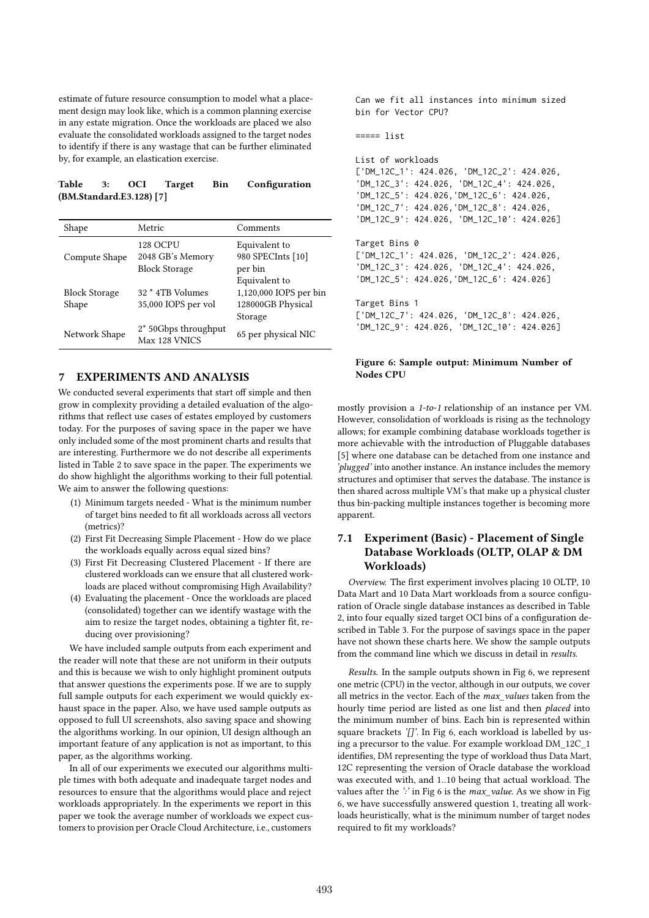estimate of future resource consumption to model what a placement design may look like, which is a common planning exercise in any estate migration. Once the workloads are placed we also evaluate the consolidated workloads assigned to the target nodes to identify if there is any wastage that can be further eliminated by, for example, an elastication exercise.

**Table 3: OCI Target Bin Configuration (BM.Standard.E3.128) [7]**

| Shape | Metric | Comments |
|---|---|---|
| Compute Shape | 128 OCPU<br>2048 GB's Memory<br>Block Storage | Equivalent to<br>980 SPECInts [10]<br>per bin |
| Block Storage Shape | 32 * 4TB Volumes<br>35,000 IOPS per vol | Equivalent to<br>1,120,000 IOPS per bin<br>128000GB Physical Storage |
| Network Shape | 2* 50Gbps throughput<br>Max 128 VNICS | 65 per physical NIC |

## 7 EXPERIMENTS AND ANALYSIS

We conducted several experiments that start off simple and then grow in complexity providing a detailed evaluation of the algorithms that reflect use cases of estates employed by customers today. For the purposes of saving space in the paper we have only included some of the most prominent charts and results that are interesting. Furthermore we do not describe all experiments listed in Table 2 to save space in the paper. The experiments we do show highlight the algorithms working to their full potential. We aim to answer the following questions:

1. Minimum targets needed - What is the minimum number of target bins needed to fit all workloads across all vectors (metrics)?
2. First Fit Decreasing Simple Placement - How do we place the workloads equally across equal sized bins?
3. First Fit Decreasing Clustered Placement - If there are clustered workloads can we ensure that all clustered workloads are placed without compromising High Availability?
4. Evaluating the placement - Once the workloads are placed (consolidated) together can we identify wastage with the aim to resize the target nodes, obtaining a tighter fit, reducing over provisioning?

We have included sample outputs from each experiment and the reader will note that these are not uniform in their outputs and this is because we wish to only highlight prominent outputs that answer questions the experiments pose. If we are to supply full sample outputs for each experiment we would quickly exhaust space in the paper. Also, we have used sample outputs as opposed to full UI screenshots, also saving space and showing the algorithms working. In our opinion, UI design although an important feature of any application is not as important, to this paper, as the algorithms working.

In all of our experiments we executed our algorithms multiple times with both adequate and inadequate target nodes and resources to ensure that the algorithms would place and reject workloads appropriately. In the experiments we report in this paper we took the average number of workloads we expect customers to provision per Oracle Cloud Architecture, i.e., customers mostly provision a *1-to-1* relationship of an instance per VM. However, consolidation of workloads is rising as the technology allows; for example combining database workloads together is more achievable with the introduction of Pluggable databases [5] where one database can be detached from one instance and *'plugged'* into another instance. An instance includes the memory structures and optimiser that serves the database. The instance is then shared across multiple VM's that make up a physical cluster thus bin-packing multiple instances together is becoming more apparent.

```
Can we fit all instances into minimum sized
bin for Vector CPU?

===== list

List of workloads
['DM_12C_1': 424.026, 'DM_12C_2': 424.026,
'DM_12C_3': 424.026, 'DM_12C_4': 424.026,
'DM_12C_5': 424.026,'DM_12C_6': 424.026,
'DM_12C_7': 424.026,'DM_12C_8': 424.026,
'DM_12C_9': 424.026, 'DM_12C_10': 424.026]

Target Bins 0
['DM_12C_1': 424.026, 'DM_12C_2': 424.026,
'DM_12C_3': 424.026, 'DM_12C_4': 424.026,
'DM_12C_5': 424.026,'DM_12C_6': 424.026]

Target Bins 1
['DM_12C_7': 424.026, 'DM_12C_8': 424.026,
'DM_12C_9': 424.026, 'DM_12C_10': 424.026]
```

**Figure 6: Sample output: Minimum Number of Nodes CPU**

### 7.1 Experiment (Basic) - Placement of Single Database Workloads (OLTP, OLAP & DM Workloads)

*Overview.* The first experiment involves placing 10 OLTP, 10 Data Mart and 10 Data Mart workloads from a source configuration of Oracle single database instances as described in Table 2, into four equally sized target OCI bins of a configuration described in Table 3. For the purpose of savings space in the paper have not shown these charts here. We show the sample outputs from the command line which we discuss in detail in *results*.

*Results.* In the sample outputs shown in Fig 6, we represent one metric (CPU) in the vector, although in our outputs, we cover all metrics in the vector. Each of the *max_values* taken from the hourly time period are listed as one list and then *placed* into the minimum number of bins. Each bin is represented within square brackets *'[]'*. In Fig 6, each workload is labelled by using a precursor to the value. For example workload DM_12C_1 identifies, DM representing the type of workload thus Data Mart, 12C representing the version of Oracle database the workload was executed with, and 1..10 being that actual workload. The values after the *':'* in Fig 6 is the *max_value*. As we show in Fig 6, we have successfully answered question 1, treating all workloads heuristically, what is the minimum number of target nodes required to fit my workloads?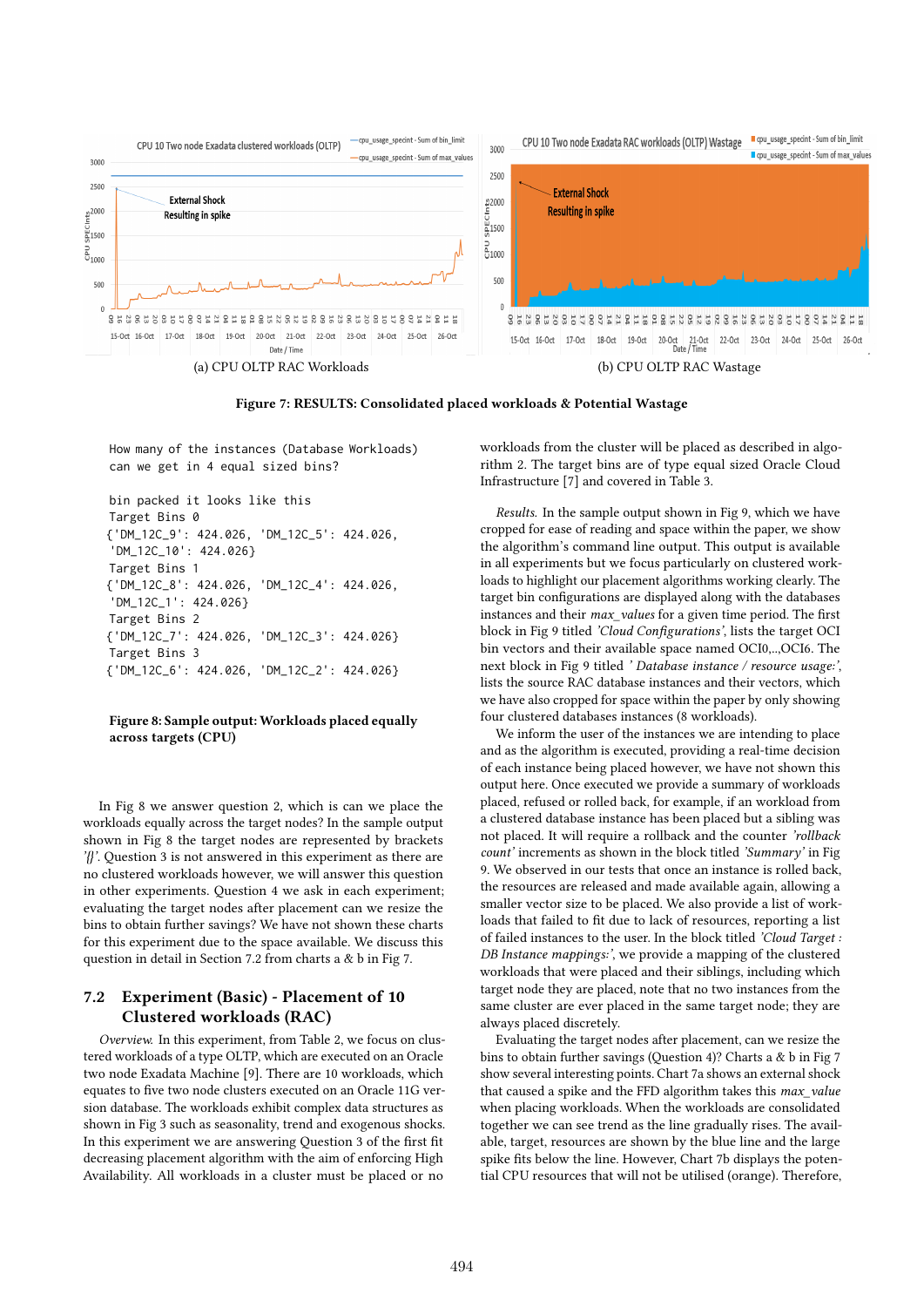(a) CPU OLTP RAC Workloads

(b) CPU OLTP RAC Wastage

**Figure 7: RESULTS: Consolidated placed workloads & Potential Wastage**

```
How many of the instances (Database Workloads)
can we get in 4 equal sized bins?

bin packed it looks like this
Target Bins 0
{'DM_12C_9': 424.026, 'DM_12C_5': 424.026,
 'DM_12C_10': 424.026}
Target Bins 1
{'DM_12C_8': 424.026, 'DM_12C_4': 424.026,
 'DM_12C_1': 424.026}
Target Bins 2
{'DM_12C_7': 424.026, 'DM_12C_3': 424.026}
Target Bins 3
{'DM_12C_6': 424.026, 'DM_12C_2': 424.026}
```

**Figure 8: Sample output: Workloads placed equally across targets (CPU)**

In Fig 8 we answer question 2, which is can we place the workloads equally across the target nodes? In the sample output shown in Fig 8 the target nodes are represented by brackets *'{}'*. Question 3 is not answered in this experiment as there are no clustered workloads however, we will answer this question in other experiments. Question 4 we ask in each experiment; evaluating the target nodes after placement can we resize the bins to obtain further savings? We have not shown these charts for this experiment due to the space available. We discuss this question in detail in Section 7.2 from charts a & b in Fig 7.

## 7.2 Experiment (Basic) - Placement of 10 Clustered workloads (RAC)

*Overview.* In this experiment, from Table 2, we focus on clustered workloads of a type OLTP, which are executed on an Oracle two node Exadata Machine [9]. There are 10 workloads, which equates to five two node clusters executed on an Oracle 11G version database. The workloads exhibit complex data structures as shown in Fig 3 such as seasonality, trend and exogenous shocks. In this experiment we are answering Question 3 of the first fit decreasing placement algorithm with the aim of enforcing High Availability. All workloads in a cluster must be placed or no workloads from the cluster will be placed as described in algorithm 2. The target bins are of type equal sized Oracle Cloud Infrastructure [7] and covered in Table 3.

*Results.* In the sample output shown in Fig 9, which we have cropped for ease of reading and space within the paper, we show the algorithm's command line output. This output is available in all experiments but we focus particularly on clustered workloads to highlight our placement algorithms working clearly. The target bin configurations are displayed along with the databases instances and their *max_values* for a given time period. The first block in Fig 9 titled *'Cloud Configurations'*, lists the target OCI bin vectors and their available space named OCI0,..,OCI6. The next block in Fig 9 titled *' Database instance / resource usage:'*, lists the source RAC database instances and their vectors, which we have also cropped for space within the paper by only showing four clustered databases instances (8 workloads).

We inform the user of the instances we are intending to place and as the algorithm is executed, providing a real-time decision of each instance being placed however, we have not shown this output here. Once executed we provide a summary of workloads placed, refused or rolled back, for example, if an workload from a clustered database instance has been placed but a sibling was not placed. It will require a rollback and the counter *'rollback count'* increments as shown in the block titled *'Summary'* in Fig 9. We observed in our tests that once an instance is rolled back, the resources are released and made available again, allowing a smaller vector size to be placed. We also provide a list of workloads that failed to fit due to lack of resources, reporting a list of failed instances to the user. In the block titled *'Cloud Target : DB Instance mappings:'*, we provide a mapping of the clustered workloads that were placed and their siblings, including which target node they are placed, note that no two instances from the same cluster are ever placed in the same target node; they are always placed discretely.

Evaluating the target nodes after placement, can we resize the bins to obtain further savings (Question 4)? Charts a & b in Fig 7 show several interesting points. Chart 7a shows an external shock that caused a spike and the FFD algorithm takes this *max_value* when placing workloads. When the workloads are consolidated together we can see trend as the line gradually rises. The available, target, resources are shown by the blue line and the large spike fits below the line. However, Chart 7b displays the potential CPU resources that will not be utilised (orange). Therefore,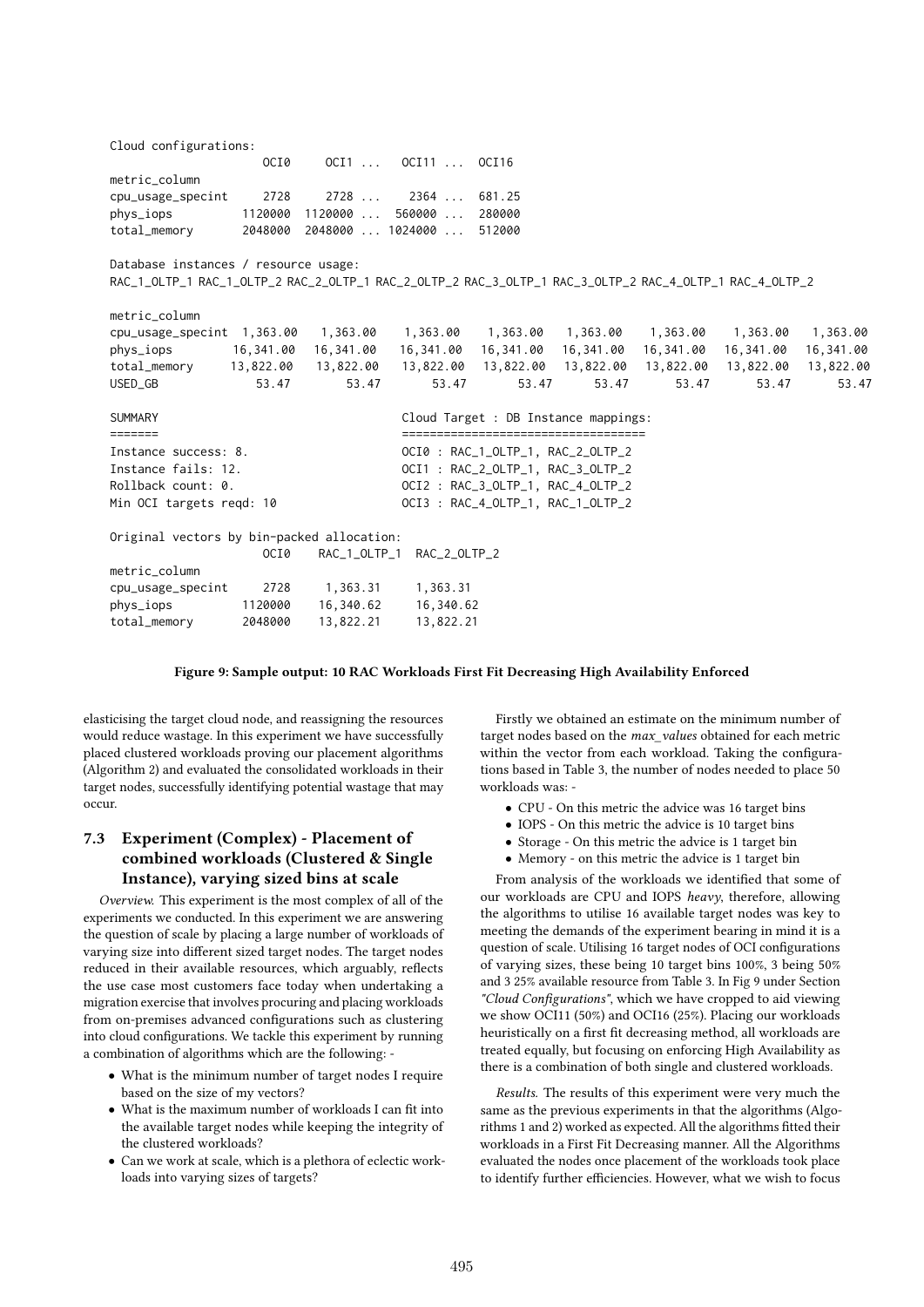```
Cloud configurations:
                     OCI0     OCI1 ...   OCI11 ...  OCI16
metric_column
cpu_usage_specint     2728     2728 ...    2364 ...  681.25
phys_iops          1120000  1120000 ...  560000 ...  280000
total_memory       2048000  2048000 ... 1024000 ...  512000

Database instances / resource usage:
RAC_1_OLTP_1 RAC_1_OLTP_2 RAC_2_OLTP_1 RAC_2_OLTP_2 RAC_3_OLTP_1 RAC_3_OLTP_2 RAC_4_OLTP_1 RAC_4_OLTP_2

metric_column
cpu_usage_specint  1,363.00   1,363.00   1,363.00   1,363.00   1,363.00   1,363.00   1,363.00   1,363.00
phys_iops         16,341.00  16,341.00  16,341.00  16,341.00  16,341.00  16,341.00  16,341.00  16,341.00
total_memory      13,822.00  13,822.00  13,822.00  13,822.00  13,822.00  13,822.00  13,822.00  13,822.00
USED_GB               53.47      53.47      53.47      53.47      53.47      53.47      53.47      53.47

SUMMARY                              Cloud Target : DB Instance mappings:
=======                              ==================================
Instance success: 8.                 OCI0 : RAC_1_OLTP_1, RAC_2_OLTP_2
Instance fails: 12.                  OCI1 : RAC_2_OLTP_1, RAC_3_OLTP_2
Rollback count: 0.                   OCI2 : RAC_3_OLTP_1, RAC_4_OLTP_2
Min OCI targets reqd: 10             OCI3 : RAC_4_OLTP_1, RAC_1_OLTP_2

Original vectors by bin-packed allocation:
                     OCI0    RAC_1_OLTP_1  RAC_2_OLTP_2
metric_column
cpu_usage_specint     2728     1,363.31     1,363.31
phys_iops          1120000    16,340.62    16,340.62
total_memory       2048000    13,822.21    13,822.21
```

**Figure 9: Sample output: 10 RAC Workloads First Fit Decreasing High Availability Enforced**

elasticising the target cloud node, and reassigning the resources would reduce wastage. In this experiment we have successfully placed clustered workloads proving our placement algorithms (Algorithm 2) and evaluated the consolidated workloads in their target nodes, successfully identifying potential wastage that may occur.

### 7.3 Experiment (Complex) - Placement of combined workloads (Clustered & Single Instance), varying sized bins at scale

*Overview.* This experiment is the most complex of all of the experiments we conducted. In this experiment we are answering the question of scale by placing a large number of workloads of varying size into different sized target nodes. The target nodes reduced in their available resources, which arguably, reflects the use case most customers face today when undertaking a migration exercise that involves procuring and placing workloads from on-premises advanced configurations such as clustering into cloud configurations. We tackle this experiment by running a combination of algorithms which are the following: -

- What is the minimum number of target nodes I require based on the size of my vectors?
- What is the maximum number of workloads I can fit into the available target nodes while keeping the integrity of the clustered workloads?
- Can we work at scale, which is a plethora of eclectic workloads into varying sizes of targets?

Firstly we obtained an estimate on the minimum number of target nodes based on the *max_values* obtained for each metric within the vector from each workload. Taking the configurations based in Table 3, the number of nodes needed to place 50 workloads was: -

- CPU - On this metric the advice was 16 target bins
- IOPS - On this metric the advice is 10 target bins
- Storage - On this metric the advice is 1 target bin
- Memory - on this metric the advice is 1 target bin

From analysis of the workloads we identified that some of our workloads are CPU and IOPS *heavy*, therefore, allowing the algorithms to utilise 16 available target nodes was key to meeting the demands of the experiment bearing in mind it is a question of scale. Utilising 16 target nodes of OCI configurations of varying sizes, these being 10 target bins 100%, 3 being 50% and 3 25% available resource from Table 3. In Fig 9 under Section *"Cloud Configurations"*, which we have cropped to aid viewing we show OCI11 (50%) and OCI16 (25%). Placing our workloads heuristically on a first fit decreasing method, all workloads are treated equally, but focusing on enforcing High Availability as there is a combination of both single and clustered workloads.

*Results.* The results of this experiment were very much the same as the previous experiments in that the algorithms (Algorithms 1 and 2) worked as expected. All the algorithms fitted their workloads in a First Fit Decreasing manner. All the Algorithms evaluated the nodes once placement of the workloads took place to identify further efficiencies. However, what we wish to focus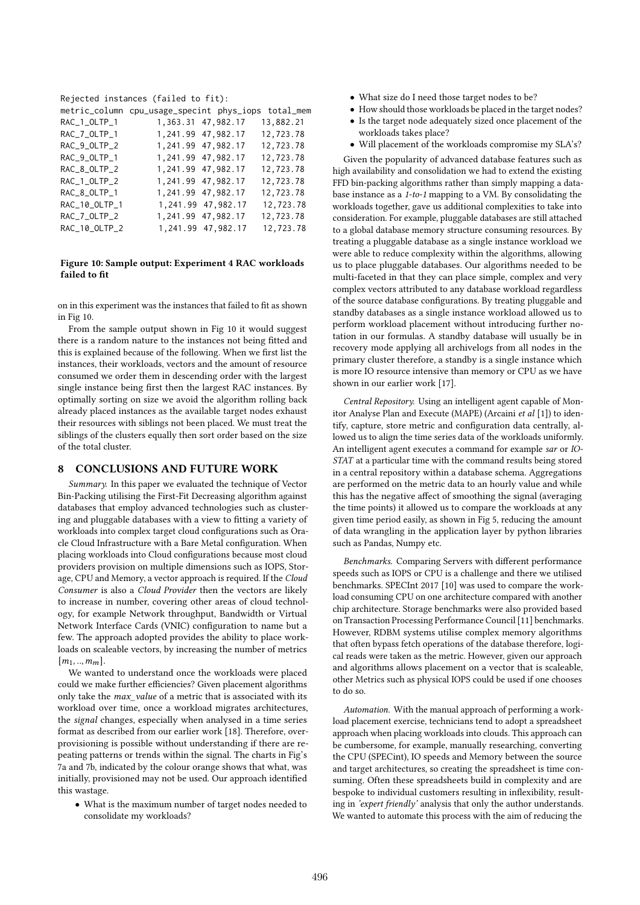```
Rejected instances (failed to fit):
metric_column cpu_usage_specint phys_iops total_mem
RAC_1_OLTP_1         1,363.31 47,982.17   13,882.21
RAC_7_OLTP_1         1,241.99 47,982.17   12,723.78
RAC_9_OLTP_2         1,241.99 47,982.17   12,723.78
RAC_9_OLTP_1         1,241.99 47,982.17   12,723.78
RAC_8_OLTP_2         1,241.99 47,982.17   12,723.78
RAC_1_OLTP_2         1,241.99 47,982.17   12,723.78
RAC_8_OLTP_1         1,241.99 47,982.17   12,723.78
RAC_10_OLTP_1        1,241.99 47,982.17   12,723.78
RAC_7_OLTP_2         1,241.99 47,982.17   12,723.78
RAC_10_OLTP_2        1,241.99 47,982.17   12,723.78
```

**Figure 10: Sample output: Experiment 4 RAC workloads failed to fit**

on in this experiment was the instances that failed to fit as shown in Fig 10.

From the sample output shown in Fig 10 it would suggest there is a random nature to the instances not being fitted and this is explained because of the following. When we first list the instances, their workloads, vectors and the amount of resource consumed we order them in descending order with the largest single instance being first then the largest RAC instances. By optimally sorting on size we avoid the algorithm rolling back already placed instances as the available target nodes exhaust their resources with siblings not been placed. We must treat the siblings of the clusters equally then sort order based on the size of the total cluster.

## 8 CONCLUSIONS AND FUTURE WORK

*Summary.* In this paper we evaluated the technique of Vector Bin-Packing utilising the First-Fit Decreasing algorithm against databases that employ advanced technologies such as clustering and pluggable databases with a view to fitting a variety of workloads into complex target cloud configurations such as Oracle Cloud Infrastructure with a Bare Metal configuration. When placing workloads into Cloud configurations because most cloud providers provision on multiple dimensions such as IOPS, Storage, CPU and Memory, a vector approach is required. If the *Cloud Consumer* is also a *Cloud Provider* then the vectors are likely to increase in number, covering other areas of cloud technology, for example Network throughput, Bandwidth or Virtual Network Interface Cards (VNIC) configuration to name but a few. The approach adopted provides the ability to place workloads on scaleable vectors, by increasing the number of metrics $[m_1, .., m_m]$.

We wanted to understand once the workloads were placed could we make further efficiencies? Given placement algorithms only take the *max_value* of a metric that is associated with its workload over time, once a workload migrates architectures, the *signal* changes, especially when analysed in a time series format as described from our earlier work [18]. Therefore, over-provisioning is possible without understanding if there are repeating patterns or trends within the signal. The charts in Fig's 7a and 7b, indicated by the colour orange shows that what, was initially, provisioned may not be used. Our approach identified this wastage.

- What is the maximum number of target nodes needed to consolidate my workloads?
- What size do I need those target nodes to be?
- How should those workloads be placed in the target nodes?
- Is the target node adequately sized once placement of the workloads takes place?
- Will placement of the workloads compromise my SLA's?

Given the popularity of advanced database features such as high availability and consolidation we had to extend the existing FFD bin-packing algorithms rather than simply mapping a database instance as a *1-to-1* mapping to a VM. By consolidating the workloads together, gave us additional complexities to take into consideration. For example, pluggable databases are still attached to a global database memory structure consuming resources. By treating a pluggable database as a single instance workload we were able to reduce complexity within the algorithms, allowing us to place pluggable databases. Our algorithms needed to be multi-faceted in that they can place simple, complex and very complex vectors attributed to any database workload regardless of the source database configurations. By treating pluggable and standby databases as a single instance workload allowed us to perform workload placement without introducing further notation in our formulas. A standby database will usually be in recovery mode applying all archivelogs from all nodes in the primary cluster therefore, a standby is a single instance which is more IO resource intensive than memory or CPU as we have shown in our earlier work [17].

*Central Repository.* Using an intelligent agent capable of Monitor Analyse Plan and Execute (MAPE) (Arcaini *et al* [1]) to identify, capture, store metric and configuration data centrally, allowed us to align the time series data of the workloads uniformly. An intelligent agent executes a command for example *sar* or *IOSTAT* at a particular time with the command results being stored in a central repository within a database schema. Aggregations are performed on the metric data to an hourly value and while this has the negative affect of smoothing the signal (averaging the time points) it allowed us to compare the workloads at any given time period easily, as shown in Fig 5, reducing the amount of data wrangling in the application layer by python libraries such as Pandas, Numpy etc.

*Benchmarks.* Comparing Servers with different performance speeds such as IOPS or CPU is a challenge and there we utilised benchmarks. SPECInt 2017 [10] was used to compare the workload consuming CPU on one architecture compared with another chip architecture. Storage benchmarks were also provided based on Transaction Processing Performance Council [11] benchmarks. However, RDBM systems utilise complex memory algorithms that often bypass fetch operations of the database therefore, logical reads were taken as the metric. However, given our approach and algorithms allows placement on a vector that is scaleable, other Metrics such as physical IOPS could be used if one chooses to do so.

*Automation.* With the manual approach of performing a workload placement exercise, technicians tend to adopt a spreadsheet approach when placing workloads into clouds. This approach can be cumbersome, for example, manually researching, converting the CPU (SPECint), IO speeds and Memory between the source and target architectures, so creating the spreadsheet is time consuming. Often these spreadsheets build in complexity and are bespoke to individual customers resulting in inflexibility, resulting in *'expert friendly'* analysis that only the author understands. We wanted to automate this process with the aim of reducing the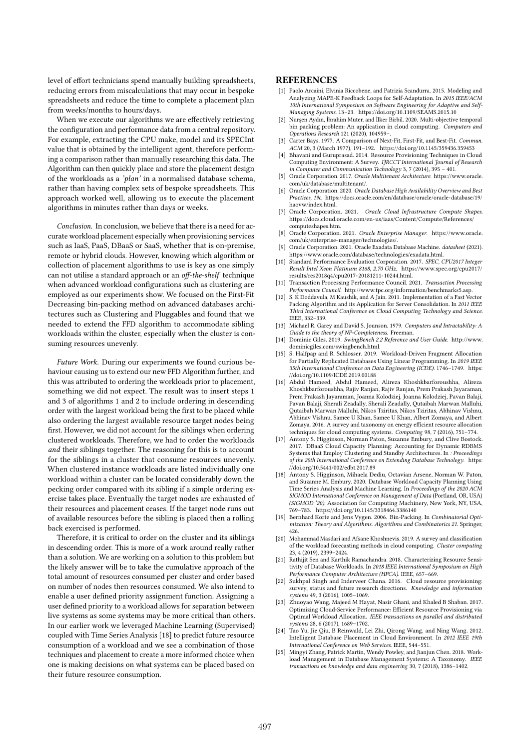level of effort technicians spend manually building spreadsheets, reducing errors from miscalculations that may occur in bespoke spreadsheets and reduce the time to complete a placement plan from weeks/months to hours/days.

When we execute our algorithms we are effectively retrieving the configuration and performance data from a central repository. For example, extracting the CPU make, model and its SPECInt value that is obtained by the intelligent agent, therefore performing a comparison rather than manually researching this data. The Algorithm can then quickly place and store the placement design of the workloads as a *'plan'* in a normalised database schema, rather than having complex sets of bespoke spreadsheets. This approach worked well, allowing us to execute the placement algorithms in minutes rather than days or weeks.

*Conclusion.* In conclusion, we believe that there is a need for accurate workload placement especially when provisioning services such as IaaS, PaaS, DBaaS or SaaS, whether that is on-premise, remote or hybrid clouds. However, knowing which algorithm or collection of placement algorithms to use is key as one simply can not utilise a standard approach or an *off-the-shelf* technique when advanced workload configurations such as clustering are employed as our experiments show. We focused on the First-Fit Decreasing bin-packing method on advanced databases architectures such as Clustering and Pluggables and found that we needed to extend the FFD algorithm to accommodate sibling workloads within the cluster, especially when the cluster is consuming resources unevenly.

*Future Work.* During our experiments we found curious behaviour causing us to extend our new FFD Algorithm further, and this was attributed to ordering the workloads prior to placement, something we did not expect. The result was to insert steps 1 and 3 of algorithms 1 and 2 to include ordering in descending order with the largest workload being the first to be placed while also ordering the largest available resource target nodes being first. However, we did not account for the siblings when ordering clustered workloads. Therefore, we had to order the workloads *and* their siblings together. The reasoning for this is to account for the siblings in a cluster that consume resources unevenly. When clustered instance workloads are listed individually one workload within a cluster can be located considerably down the pecking order compared with its sibling if a simple ordering exercise takes place. Eventually the target nodes are exhausted of their resources and placement ceases. If the target node runs out of available resources before the sibling is placed then a rolling back exercised is performed.

Therefore, it is critical to order on the cluster and its siblings in descending order. This is more of a work around really rather than a solution. We are working on a solution to this problem but the likely answer will be to take the cumulative approach of the total amount of resources consumed per cluster and order based on number of nodes then resources consumed. We also intend to enable a user defined priority assignment function. Assigning a user defined priority to a workload allows for separation between live systems as some systems may be more critical than others. In our earlier work we leveraged Machine Learning (Supervised) coupled with Time Series Analysis [18] to predict future resource consumption of a workload and we see a combination of those techniques and placement to create a more informed choice when one is making decisions on what systems can be placed based on their future resource consumption.

## REFERENCES

- [1] Paolo Arcaini, Elvinia Riccobene, and Patrizia Scandurra. 2015. Modeling and Analyzing MAPE-K Feedback Loops for Self-Adaptation. In *2015 IEEE/ACM 10th International Symposium on Software Engineering for Adaptive and Self-Managing Systems*. 13–23. https://doi.org/10.1109/SEAMS.2015.10
- [2] Nurşen Aydın, İbrahim Muter, and İlker Birbil. 2020. Multi-objective temporal bin packing problem: An application in cloud computing. *Computers and Operations Research* 121 (2020), 104959–.
- [3] Carter Bays. 1977. A Comparison of Next-Fit, First-Fit, and Best-Fit. *Commun. ACM* 20, 3 (March 1977), 191–192. https://doi.org/10.1145/359436.359453
- [4] Bhavani and Guruprasad. 2014. Resource Provisioning Techniques in Cloud Computing Environment: A Survey. *IJRCCT International Journal of Research in Computer and Communication Technology* 3, 7 (2014), 395 – 401.
- [5] Oracle Corporation. 2017. *Oracle Multitenant Architecture.* https://www.oracle.com/uk/database/multitenant/.
- [6] Oracle Corporation. 2020. *Oracle Database High Availability Overview and Best Practices, 19c.* https://docs.oracle.com/en/database/oracle/oracle-database/19/haovw/index.html.
- [7] Oracle Corporation. 2021. *Oracle Cloud Infrastructure Compute Shapes.* https://docs.cloud.oracle.com/en-us/iaas/Content/Compute/References/computeshapes.htm.
- [8] Oracle Corporation. 2021. *Oracle Enterprise Manager.* https://www.oracle.com/uk/enterprise-manager/technologies/.
- [9] Oracle Corporation. 2021. Oracle Exadata Database Machine. *datasheet* (2021). https://www.oracle.com/database/technologies/exadata.html.
- [10] Standard Performance Evaluation Corporation. 2017. *SPEC, CPU2017 Integer Result Intel Xeon Platinum 8168, 2.70 GHz.* https://www.spec.org/cpu2017/results/res2018q4/cpu2017-20181211-10244.html.
- [11] Transaction Processing Performance Council. 2021. *Transaction Processing Performance Council.* http://www.tpc.org/information/benchmarks5.asp.
- [12] S. K Doddavula, M Kaushik, and A Jain. 2011. Implementation of a Fast Vector Packing Algorithm and its Application for Server Consolidation. In *2011 IEEE Third International Conference on Cloud Computing Technology and Science*. IEEE, 332–339.
- [13] Michael R. Garey and David S. Jounson. 1979. *Computers and Intractability: A Guide to the theory of NP-Completeness.* Freeman.
- [14] Dominic Giles. 2019. *SwingBench 2.2 Reference and User Guide.* http://www.dominicgiles.com/swingbench.html.
- [15] S. Halfpap and R. Schlosser. 2019. Workload-Driven Fragment Allocation for Partially Replicated Databases Using Linear Programming. In *2019 IEEE 35th International Conference on Data Engineering (ICDE)*. 1746–1749. https://doi.org/10.1109/ICDE.2019.00188
- [16] Abdul Hameed, Abdul Hameed, Alireza Khoshkbarforoushha, Alireza Khoshkbarforoushha, Rajiv Ranjan, Rajiv Ranjan, Prem Prakash Jayaraman, Prem Prakash Jayaraman, Joanna Kolodziej, Joanna Kolodziej, Pavan Balaji, Pavan Balaji, Sherali Zeadally, Sherali Zeadally, Qutaibah Marwan Malluhi, Qutaibah Marwan Malluhi, Nikos Tziritas, Nikos Tziritas, Abhinav Vishnu, Abhinav Vishnu, Samee U Khan, Samee U Khan, Albert Zomaya, and Albert Zomaya. 2016. A survey and taxonomy on energy efficient resource allocation techniques for cloud computing systems. *Computing* 98, 7 (2016), 751–774.
- [17] Antony S. Higginson, Norman Paton, Suzanne Embury, and Clive Bostock. 2017. DBaaS Cloud Capacity Planning: Accounting for Dynamic RDBMS Systems that Employ Clustering and Standby Architectures. In *: Proceedings of the 20th International Conference on Extending Database Technology*. https://doi.org/10.5441/002/edbt.2017.89
- [18] Antony S. Higginson, Mihaela Dediu, Octavian Arsene, Norman W. Paton, and Suzanne M. Embury. 2020. Database Workload Capacity Planning Using Time Series Analysis and Machine Learning. In *Proceedings of the 2020 ACM SIGMOD International Conference on Management of Data* (Portland, OR, USA) *(SIGMOD '20)*. Association for Computing Machinery, New York, NY, USA, 769–783. https://doi.org/10.1145/3318464.3386140
- [19] Bernhard Korte and Jens Vygen. 2006. Bin-Packing. In *Combinatorial Optimization: Theory and Algorithms. Algorithms and Combinatorics 21.* Springer, 426.
- [20] Mohammad Masdari and Afsane Khoshnevis. 2019. A survey and classification of the workload forecasting methods in cloud computing. *Cluster computing* 23, 4 (2019), 2399–2424.
- [21] Rathijit Sen and Karthik Ramachandra. 2018. Characterizing Resource Sensitivity of Database Workloads. In *2018 IEEE International Symposium on High Performance Computer Architecture (HPCA)*. IEEE, 657–669.
- [22] Sukhpal Singh and Inderveer Chana. 2016. Cloud resource provisioning: survey, status and future research directions. *Knowledge and information systems* 49, 3 (2016), 1005–1069.
- [23] Zhuoyao Wang, Majeed M Hayat, Nasir Ghani, and Khaled B Shaban. 2017. Optimizing Cloud-Service Performance: Efficient Resource Provisioning via Optimal Workload Allocation. *IEEE transactions on parallel and distributed systems* 28, 6 (2017), 1689–1702.
- [24] Tao Yu, Jie Qiu, B Reinwald, Lei Zhi, Qirong Wang, and Ning Wang. 2012. Intelligent Database Placement in Cloud Environment. In *2012 IEEE 19th International Conference on Web Services*. IEEE, 544–551.
- [25] Mingyi Zhang, Patrick Martin, Wendy Powley, and Jianjun Chen. 2018. Workload Management in Database Management Systems: A Taxonomy. *IEEE transactions on knowledge and data engineering* 30, 7 (2018), 1386–1402.